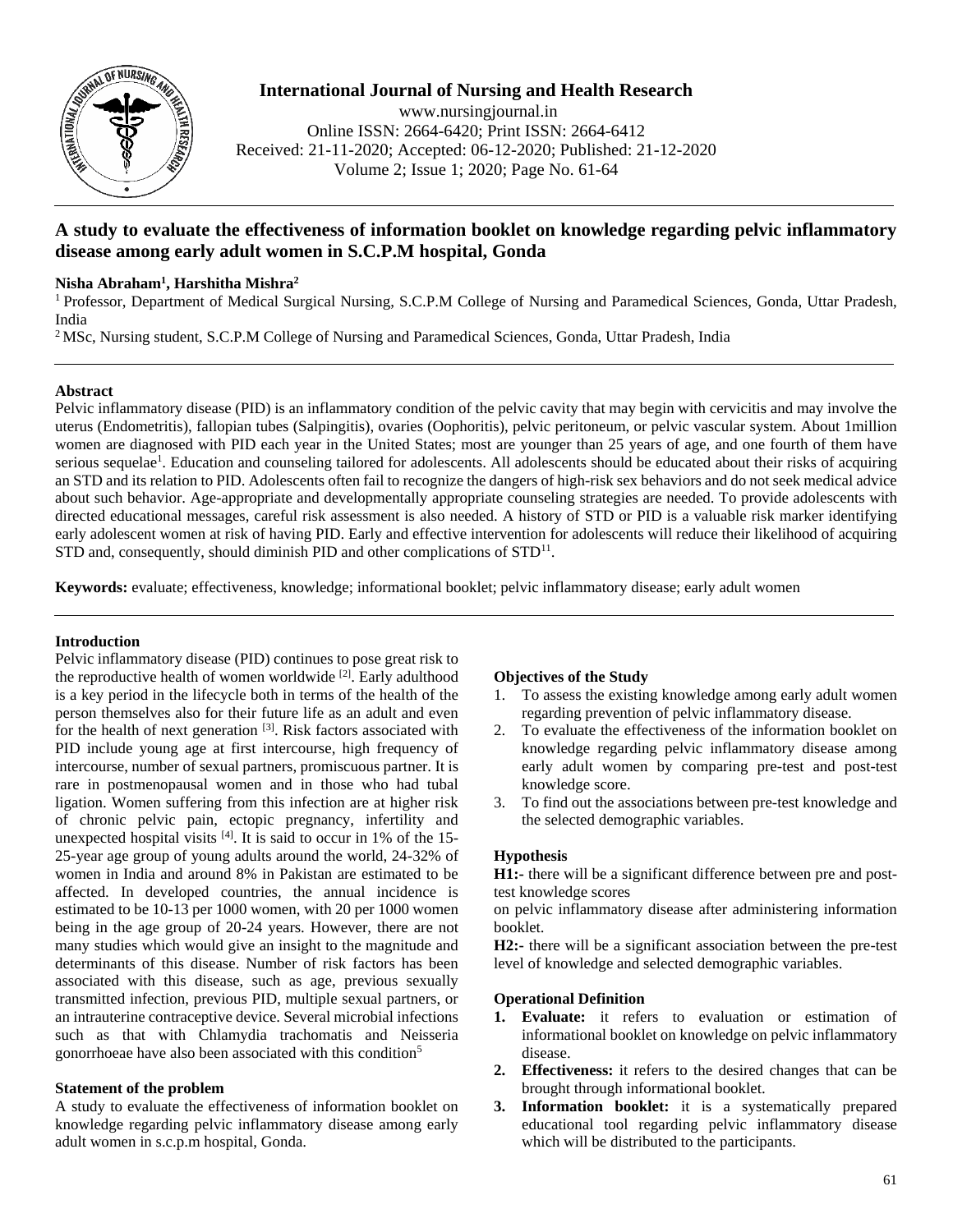# A study to evaluate the effectiveness of information booklet on knowledge regarding pelvic inflammatory disease among early adult women in S.C.P.M hospital, Gonda

**Nisha Abraham[1], Harshitha Mishra[2]**

[1] Professor, Department of Medical Surgical Nursing, S.C.P.M College of Nursing and Paramedical Sciences, Gonda, Uttar Pradesh, India

[2] MSc, Nursing student, S.C.P.M College of Nursing and Paramedical Sciences, Gonda, Uttar Pradesh, India

## Abstract

Pelvic inflammatory disease (PID) is an inflammatory condition of the pelvic cavity that may begin with cervicitis and may involve the uterus (Endometritis), fallopian tubes (Salpingitis), ovaries (Oophoritis), pelvic peritoneum, or pelvic vascular system. About 1million women are diagnosed with PID each year in the United States; most are younger than 25 years of age, and one fourth of them have serious sequelae[1]. Education and counseling tailored for adolescents. All adolescents should be educated about their risks of acquiring an STD and its relation to PID. Adolescents often fail to recognize the dangers of high-risk sex behaviors and do not seek medical advice about such behavior. Age-appropriate and developmentally appropriate counseling strategies are needed. To provide adolescents with directed educational messages, careful risk assessment is also needed. A history of STD or PID is a valuable risk marker identifying early adolescent women at risk of having PID. Early and effective intervention for adolescents will reduce their likelihood of acquiring STD and, consequently, should diminish PID and other complications of STD[11].

**Keywords:** evaluate; effectiveness, knowledge; informational booklet; pelvic inflammatory disease; early adult women

## Introduction

Pelvic inflammatory disease (PID) continues to pose great risk to the reproductive health of women worldwide [2]. Early adulthood is a key period in the lifecycle both in terms of the health of the person themselves also for their future life as an adult and even for the health of next generation [3]. Risk factors associated with PID include young age at first intercourse, high frequency of intercourse, number of sexual partners, promiscuous partner. It is rare in postmenopausal women and in those who had tubal ligation. Women suffering from this infection are at higher risk of chronic pelvic pain, ectopic pregnancy, infertility and unexpected hospital visits [4]. It is said to occur in 1% of the 15-25-year age group of young adults around the world, 24-32% of women in India and around 8% in Pakistan are estimated to be affected. In developed countries, the annual incidence is estimated to be 10-13 per 1000 women, with 20 per 1000 women being in the age group of 20-24 years. However, there are not many studies which would give an insight to the magnitude and determinants of this disease. Number of risk factors has been associated with this disease, such as age, previous sexually transmitted infection, previous PID, multiple sexual partners, or an intrauterine contraceptive device. Several microbial infections such as that with Chlamydia trachomatis and Neisseria gonorrhoeae have also been associated with this condition[5]

## Statement of the problem

A study to evaluate the effectiveness of information booklet on knowledge regarding pelvic inflammatory disease among early adult women in s.c.p.m hospital, Gonda.

## Objectives of the Study

1. To assess the existing knowledge among early adult women regarding prevention of pelvic inflammatory disease.
2. To evaluate the effectiveness of the information booklet on knowledge regarding pelvic inflammatory disease among early adult women by comparing pre-test and post-test knowledge score.
3. To find out the associations between pre-test knowledge and the selected demographic variables.

## Hypothesis

**H1:-** there will be a significant difference between pre and post-test knowledge scores on pelvic inflammatory disease after administering information booklet.

**H2:-** there will be a significant association between the pre-test level of knowledge and selected demographic variables.

## Operational Definition

1. **Evaluate:** it refers to evaluation or estimation of informational booklet on knowledge on pelvic inflammatory disease.
2. **Effectiveness:** it refers to the desired changes that can be brought through informational booklet.
3. **Information booklet:** it is a systematically prepared educational tool regarding pelvic inflammatory disease which will be distributed to the participants.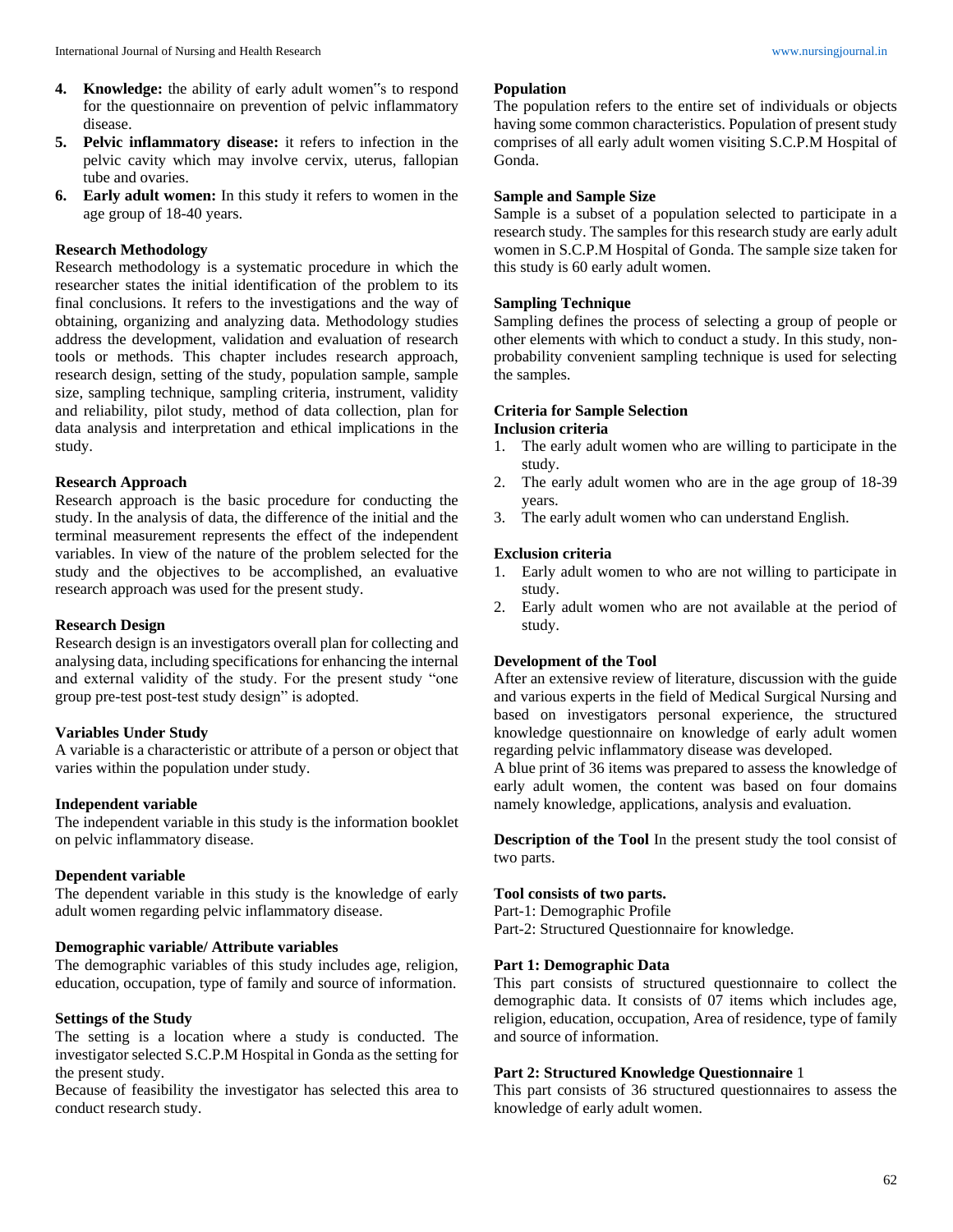4. **Knowledge:** the ability of early adult women"s to respond for the questionnaire on prevention of pelvic inflammatory disease.
5. **Pelvic inflammatory disease:** it refers to infection in the pelvic cavity which may involve cervix, uterus, fallopian tube and ovaries.
6. **Early adult women:** In this study it refers to women in the age group of 18-40 years.

## Research Methodology

Research methodology is a systematic procedure in which the researcher states the initial identification of the problem to its final conclusions. It refers to the investigations and the way of obtaining, organizing and analyzing data. Methodology studies address the development, validation and evaluation of research tools or methods. This chapter includes research approach, research design, setting of the study, population sample, sample size, sampling technique, sampling criteria, instrument, validity and reliability, pilot study, method of data collection, plan for data analysis and interpretation and ethical implications in the study.

## Research Approach

Research approach is the basic procedure for conducting the study. In the analysis of data, the difference of the initial and the terminal measurement represents the effect of the independent variables. In view of the nature of the problem selected for the study and the objectives to be accomplished, an evaluative research approach was used for the present study.

## Research Design

Research design is an investigators overall plan for collecting and analysing data, including specifications for enhancing the internal and external validity of the study. For the present study "one group pre-test post-test study design" is adopted.

## Variables Under Study

A variable is a characteristic or attribute of a person or object that varies within the population under study.

## Independent variable

The independent variable in this study is the information booklet on pelvic inflammatory disease.

## Dependent variable

The dependent variable in this study is the knowledge of early adult women regarding pelvic inflammatory disease.

## Demographic variable/ Attribute variables

The demographic variables of this study includes age, religion, education, occupation, type of family and source of information.

## Settings of the Study

The setting is a location where a study is conducted. The investigator selected S.C.P.M Hospital in Gonda as the setting for the present study.

Because of feasibility the investigator has selected this area to conduct research study.

## Population

The population refers to the entire set of individuals or objects having some common characteristics. Population of present study comprises of all early adult women visiting S.C.P.M Hospital of Gonda.

## Sample and Sample Size

Sample is a subset of a population selected to participate in a research study. The samples for this research study are early adult women in S.C.P.M Hospital of Gonda. The sample size taken for this study is 60 early adult women.

## Sampling Technique

Sampling defines the process of selecting a group of people or other elements with which to conduct a study. In this study, non-probability convenient sampling technique is used for selecting the samples.

## Criteria for Sample Selection

### Inclusion criteria

1. The early adult women who are willing to participate in the study.
2. The early adult women who are in the age group of 18-39 years.
3. The early adult women who can understand English.

### Exclusion criteria

1. Early adult women to who are not willing to participate in study.
2. Early adult women who are not available at the period of study.

## Development of the Tool

After an extensive review of literature, discussion with the guide and various experts in the field of Medical Surgical Nursing and based on investigators personal experience, the structured knowledge questionnaire on knowledge of early adult women regarding pelvic inflammatory disease was developed.

A blue print of 36 items was prepared to assess the knowledge of early adult women, the content was based on four domains namely knowledge, applications, analysis and evaluation.

**Description of the Tool** In the present study the tool consist of two parts.

**Tool consists of two parts.**

Part-1: Demographic Profile

Part-2: Structured Questionnaire for knowledge.

## Part 1: Demographic Data

This part consists of structured questionnaire to collect the demographic data. It consists of 07 items which includes age, religion, education, occupation, Area of residence, type of family and source of information.

## Part 2: Structured Knowledge Questionnaire 1

This part consists of 36 structured questionnaires to assess the knowledge of early adult women.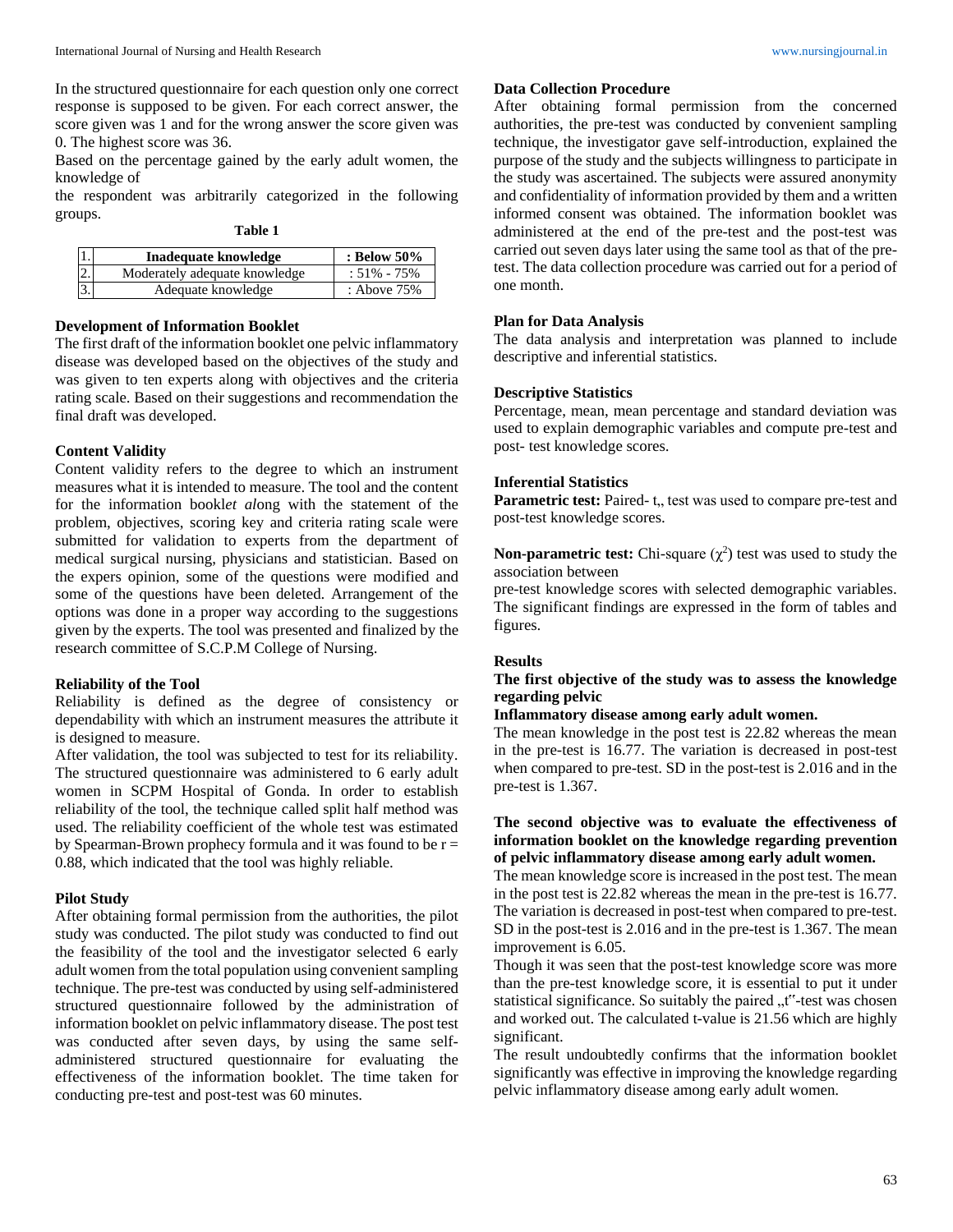In the structured questionnaire for each question only one correct response is supposed to be given. For each correct answer, the score given was 1 and for the wrong answer the score given was 0. The highest score was 36.

Based on the percentage gained by the early adult women, the knowledge of

the respondent was arbitrarily categorized in the following groups.

**Table 1**

| | Inadequate knowledge | : Below 50% |
|---|---|---|
| 2. | Moderately adequate knowledge | : 51% - 75% |
| 3. | Adequate knowledge | : Above 75% |

Note: the first row (1. Inadequate knowledge, : Below 50%) is set in bold in the source, as a header.

### Development of Information Booklet

The first draft of the information booklet one pelvic inflammatory disease was developed based on the objectives of the study and was given to ten experts along with objectives and the criteria rating scale. Based on their suggestions and recommendation the final draft was developed.

### Content Validity

Content validity refers to the degree to which an instrument measures what it is intended to measure. The tool and the content for the information book*let al*ong with the statement of the problem, objectives, scoring key and criteria rating scale were submitted for validation to experts from the department of medical surgical nursing, physicians and statistician. Based on the expers opinion, some of the questions were modified and some of the questions have been deleted. Arrangement of the options was done in a proper way according to the suggestions given by the experts. The tool was presented and finalized by the research committee of S.C.P.M College of Nursing.

### Reliability of the Tool

Reliability is defined as the degree of consistency or dependability with which an instrument measures the attribute it is designed to measure.

After validation, the tool was subjected to test for its reliability. The structured questionnaire was administered to 6 early adult women in SCPM Hospital of Gonda. In order to establish reliability of the tool, the technique called split half method was used. The reliability coefficient of the whole test was estimated by Spearman-Brown prophecy formula and it was found to be r = 0.88, which indicated that the tool was highly reliable.

### Pilot Study

After obtaining formal permission from the authorities, the pilot study was conducted. The pilot study was conducted to find out the feasibility of the tool and the investigator selected 6 early adult women from the total population using convenient sampling technique. The pre-test was conducted by using self-administered structured questionnaire followed by the administration of information booklet on pelvic inflammatory disease. The post test was conducted after seven days, by using the same self-administered structured questionnaire for evaluating the effectiveness of the information booklet. The time taken for conducting pre-test and post-test was 60 minutes.

### Data Collection Procedure

After obtaining formal permission from the concerned authorities, the pre-test was conducted by convenient sampling technique, the investigator gave self-introduction, explained the purpose of the study and the subjects willingness to participate in the study was ascertained. The subjects were assured anonymity and confidentiality of information provided by them and a written informed consent was obtained. The information booklet was administered at the end of the pre-test and the post-test was carried out seven days later using the same tool as that of the pre-test. The data collection procedure was carried out for a period of one month.

### Plan for Data Analysis

The data analysis and interpretation was planned to include descriptive and inferential statistics.

### Descriptive Statistics

Percentage, mean, mean percentage and standard deviation was used to explain demographic variables and compute pre-test and post- test knowledge scores.

### Inferential Statistics

**Parametric test:** Paired- t,, test was used to compare pre-test and post-test knowledge scores.

**Non-parametric test:** Chi-square ($\chi^2$) test was used to study the association between

pre-test knowledge scores with selected demographic variables. The significant findings are expressed in the form of tables and figures.

### Results

**The first objective of the study was to assess the knowledge regarding pelvic**

**Inflammatory disease among early adult women.**

The mean knowledge in the post test is 22.82 whereas the mean in the pre-test is 16.77. The variation is decreased in post-test when compared to pre-test. SD in the post-test is 2.016 and in the pre-test is 1.367.

**The second objective was to evaluate the effectiveness of information booklet on the knowledge regarding prevention of pelvic inflammatory disease among early adult women.**

The mean knowledge score is increased in the post test. The mean in the post test is 22.82 whereas the mean in the pre-test is 16.77. The variation is decreased in post-test when compared to pre-test. SD in the post-test is 2.016 and in the pre-test is 1.367. The mean improvement is 6.05.

Though it was seen that the post-test knowledge score was more than the pre-test knowledge score, it is essential to put it under statistical significance. So suitably the paired „t"-test was chosen and worked out. The calculated t-value is 21.56 which are highly significant.

The result undoubtedly confirms that the information booklet significantly was effective in improving the knowledge regarding pelvic inflammatory disease among early adult women.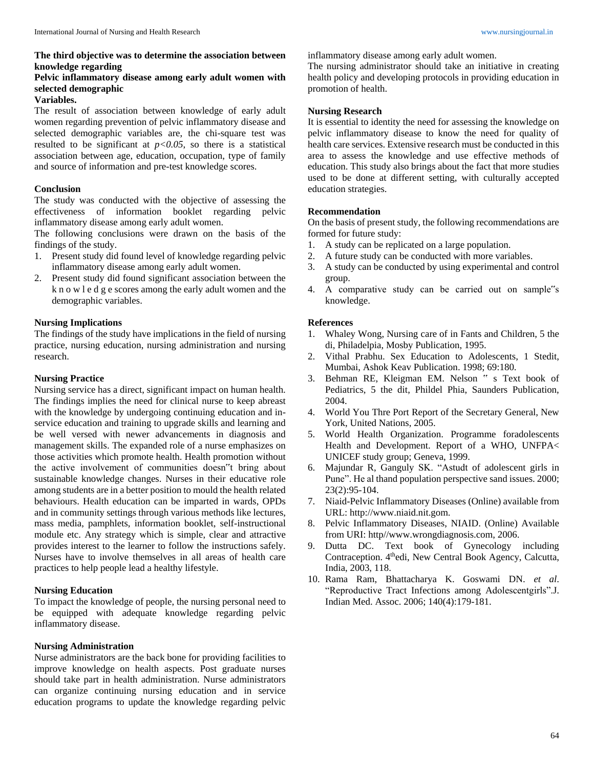**The third objective was to determine the association between knowledge regarding**

**Pelvic inflammatory disease among early adult women with selected demographic**

**Variables.**

The result of association between knowledge of early adult women regarding prevention of pelvic inflammatory disease and selected demographic variables are, the chi-square test was resulted to be significant at $p<0.05$, so there is a statistical association between age, education, occupation, type of family and source of information and pre-test knowledge scores.

## Conclusion

The study was conducted with the objective of assessing the effectiveness of information booklet regarding pelvic inflammatory disease among early adult women.

The following conclusions were drawn on the basis of the findings of the study.

1. Present study did found level of knowledge regarding pelvic inflammatory disease among early adult women.
2. Present study did found significant association between the k n o w l e d g e scores among the early adult women and the demographic variables.

## Nursing Implications

The findings of the study have implications in the field of nursing practice, nursing education, nursing administration and nursing research.

### Nursing Practice

Nursing service has a direct, significant impact on human health. The findings implies the need for clinical nurse to keep abreast with the knowledge by undergoing continuing education and in-service education and training to upgrade skills and learning and be well versed with newer advancements in diagnosis and management skills. The expanded role of a nurse emphasizes on those activities which promote health. Health promotion without the active involvement of communities doesn"t bring about sustainable knowledge changes. Nurses in their educative role among students are in a better position to mould the health related behaviours. Health education can be imparted in wards, OPDs and in community settings through various methods like lectures, mass media, pamphlets, information booklet, self-instructional module etc. Any strategy which is simple, clear and attractive provides interest to the learner to follow the instructions safely. Nurses have to involve themselves in all areas of health care practices to help people lead a healthy lifestyle.

### Nursing Education

To impact the knowledge of people, the nursing personal need to be equipped with adequate knowledge regarding pelvic inflammatory disease.

### Nursing Administration

Nurse administrators are the back bone for providing facilities to improve knowledge on health aspects. Post graduate nurses should take part in health administration. Nurse administrators can organize continuing nursing education and in service education programs to update the knowledge regarding pelvic inflammatory disease among early adult women.

The nursing administrator should take an initiative in creating health policy and developing protocols in providing education in promotion of health.

### Nursing Research

It is essential to identity the need for assessing the knowledge on pelvic inflammatory disease to know the need for quality of health care services. Extensive research must be conducted in this area to assess the knowledge and use effective methods of education. This study also brings about the fact that more studies used to be done at different setting, with culturally accepted education strategies.

## Recommendation

On the basis of present study, the following recommendations are formed for future study:

1. A study can be replicated on a large population.
2. A future study can be conducted with more variables.
3. A study can be conducted by using experimental and control group.
4. A comparative study can be carried out on sample"s knowledge.

## References

1. Whaley Wong, Nursing care of in Fants and Children, 5 the di, Philadelpia, Mosby Publication, 1995.
2. Vithal Prabhu. Sex Education to Adolescents, 1 Stedit, Mumbai, Ashok Keav Publication. 1998; 69:180.
3. Behman RE, Kleigman EM. Nelson " s Text book of Pediatrics, 5 the dit, Phildel Phia, Saunders Publication, 2004.
4. World You Thre Port Report of the Secretary General, New York, United Nations, 2005.
5. World Health Organization. Programme foradolescents Health and Development. Report of a WHO, UNFPA< UNICEF study group; Geneva, 1999.
6. Majundar R, Ganguly SK. "Astudt of adolescent girls in Pune". He al thand population perspective sand issues. 2000; 23(2):95-104.
7. Niaid-Pelvic Inflammatory Diseases (Online) available from URL: http://www.niaid.nit.gom.
8. Pelvic Inflammatory Diseases, NIAID. (Online) Available from URI: http//www.wrongdiagnosis.com, 2006.
9. Dutta DC. Text book of Gynecology including Contraception. 4thedi, New Central Book Agency, Calcutta, India, 2003, 118.
10. Rama Ram, Bhattacharya K. Goswami DN. *et al*. "Reproductive Tract Infections among Adolescentgirls".J. Indian Med. Assoc. 2006; 140(4):179-181.